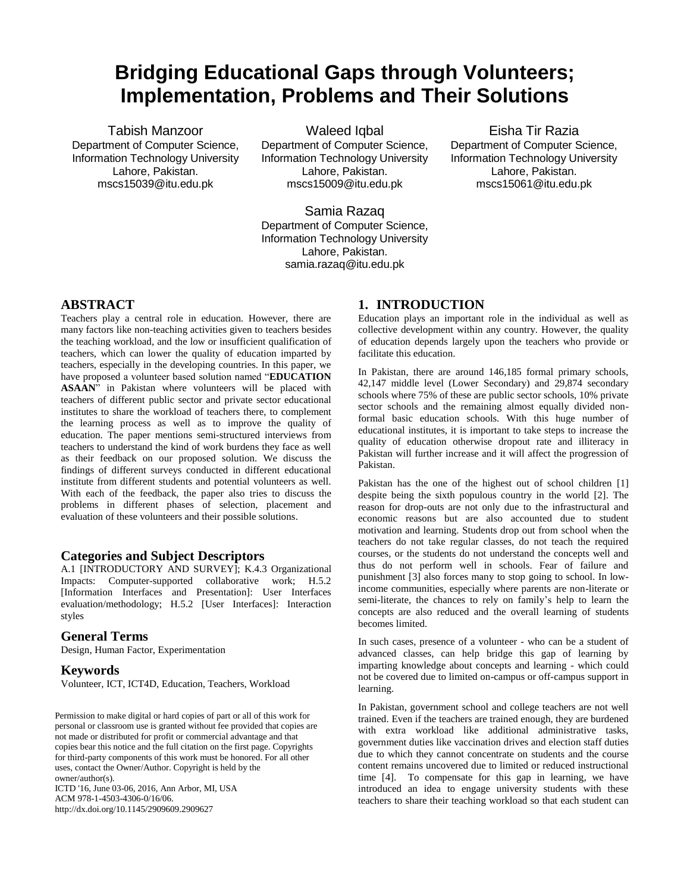# Bridging Educational Gaps through Volunteers; Implementation, Problems and Their Solutions

Tabish Manzoor
Department of Computer Science, Information Technology University
Lahore, Pakistan.
mscs15039@itu.edu.pk

Waleed Iqbal
Department of Computer Science, Information Technology University
Lahore, Pakistan.
mscs15009@itu.edu.pk

Eisha Tir Razia
Department of Computer Science, Information Technology University
Lahore, Pakistan.
mscs15061@itu.edu.pk

Samia Razaq
Department of Computer Science, Information Technology University
Lahore, Pakistan.
samia.razaq@itu.edu.pk

## ABSTRACT

Teachers play a central role in education. However, there are many factors like non-teaching activities given to teachers besides the teaching workload, and the low or insufficient qualification of teachers, which can lower the quality of education imparted by teachers, especially in the developing countries. In this paper, we have proposed a volunteer based solution named "**EDUCATION ASAAN**" in Pakistan where volunteers will be placed with teachers of different public sector and private sector educational institutes to share the workload of teachers there, to complement the learning process as well as to improve the quality of education. The paper mentions semi-structured interviews from teachers to understand the kind of work burdens they face as well as their feedback on our proposed solution. We discuss the findings of different surveys conducted in different educational institute from different students and potential volunteers as well. With each of the feedback, the paper also tries to discuss the problems in different phases of selection, placement and evaluation of these volunteers and their possible solutions.

### Categories and Subject Descriptors

A.1 [INTRODUCTORY AND SURVEY]; K.4.3 Organizational Impacts: Computer-supported collaborative work; H.5.2 [Information Interfaces and Presentation]: User Interfaces evaluation/methodology; H.5.2 [User Interfaces]: Interaction styles

### General Terms

Design, Human Factor, Experimentation

### Keywords

Volunteer, ICT, ICT4D, Education, Teachers, Workload

Permission to make digital or hard copies of part or all of this work for personal or classroom use is granted without fee provided that copies are not made or distributed for profit or commercial advantage and that copies bear this notice and the full citation on the first page. Copyrights for third-party components of this work must be honored. For all other uses, contact the Owner/Author. Copyright is held by the owner/author(s).
ICTD '16, June 03-06, 2016, Ann Arbor, MI, USA
ACM 978-1-4503-4306-0/16/06.
http://dx.doi.org/10.1145/2909609.2909627

## 1. INTRODUCTION

Education plays an important role in the individual as well as collective development within any country. However, the quality of education depends largely upon the teachers who provide or facilitate this education.

In Pakistan, there are around 146,185 formal primary schools, 42,147 middle level (Lower Secondary) and 29,874 secondary schools where 75% of these are public sector schools, 10% private sector schools and the remaining almost equally divided non-formal basic education schools. With this huge number of educational institutes, it is important to take steps to increase the quality of education otherwise dropout rate and illiteracy in Pakistan will further increase and it will affect the progression of Pakistan.

Pakistan has the one of the highest out of school children [1] despite being the sixth populous country in the world [2]. The reason for drop-outs are not only due to the infrastructural and economic reasons but are also accounted due to student motivation and learning. Students drop out from school when the teachers do not take regular classes, do not teach the required courses, or the students do not understand the concepts well and thus do not perform well in schools. Fear of failure and punishment [3] also forces many to stop going to school. In low-income communities, especially where parents are non-literate or semi-literate, the chances to rely on family's help to learn the concepts are also reduced and the overall learning of students becomes limited.

In such cases, presence of a volunteer - who can be a student of advanced classes, can help bridge this gap of learning by imparting knowledge about concepts and learning - which could not be covered due to limited on-campus or off-campus support in learning.

In Pakistan, government school and college teachers are not well trained. Even if the teachers are trained enough, they are burdened with extra workload like additional administrative tasks, government duties like vaccination drives and election staff duties due to which they cannot concentrate on students and the course content remains uncovered due to limited or reduced instructional time [4]. To compensate for this gap in learning, we have introduced an idea to engage university students with these teachers to share their teaching workload so that each student can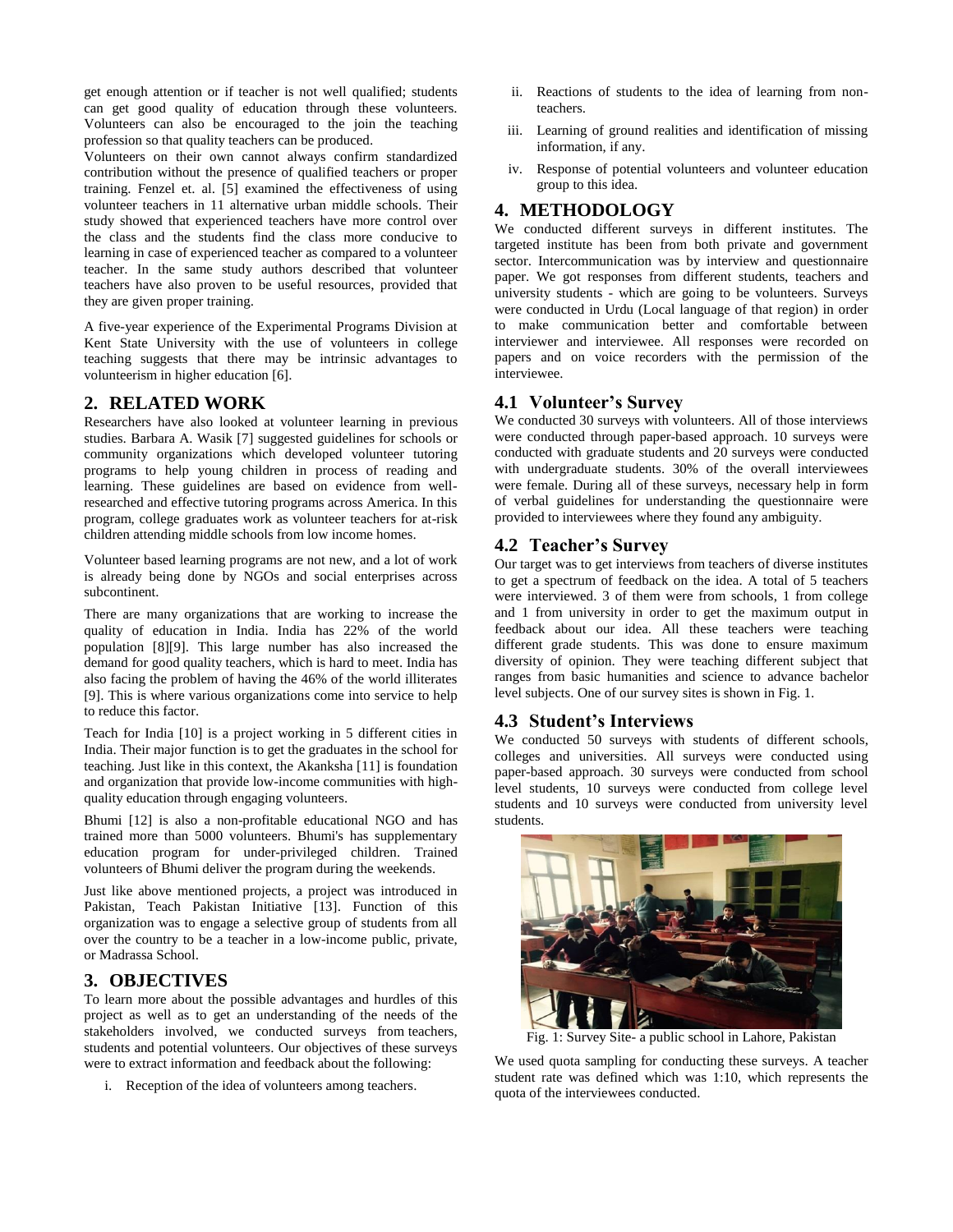get enough attention or if teacher is not well qualified; students can get good quality of education through these volunteers. Volunteers can also be encouraged to the join the teaching profession so that quality teachers can be produced.

Volunteers on their own cannot always confirm standardized contribution without the presence of qualified teachers or proper training. Fenzel et. al. [5] examined the effectiveness of using volunteer teachers in 11 alternative urban middle schools. Their study showed that experienced teachers have more control over the class and the students find the class more conducive to learning in case of experienced teacher as compared to a volunteer teacher. In the same study authors described that volunteer teachers have also proven to be useful resources, provided that they are given proper training.

A five-year experience of the Experimental Programs Division at Kent State University with the use of volunteers in college teaching suggests that there may be intrinsic advantages to volunteerism in higher education [6].

## 2. RELATED WORK

Researchers have also looked at volunteer learning in previous studies. Barbara A. Wasik [7] suggested guidelines for schools or community organizations which developed volunteer tutoring programs to help young children in process of reading and learning. These guidelines are based on evidence from well-researched and effective tutoring programs across America. In this program, college graduates work as volunteer teachers for at-risk children attending middle schools from low income homes.

Volunteer based learning programs are not new, and a lot of work is already being done by NGOs and social enterprises across subcontinent.

There are many organizations that are working to increase the quality of education in India. India has 22% of the world population [8][9]. This large number has also increased the demand for good quality teachers, which is hard to meet. India has also facing the problem of having the 46% of the world illiterates [9]. This is where various organizations come into service to help to reduce this factor.

Teach for India [10] is a project working in 5 different cities in India. Their major function is to get the graduates in the school for teaching. Just like in this context, the Akanksha [11] is foundation and organization that provide low-income communities with high-quality education through engaging volunteers.

Bhumi [12] is also a non-profitable educational NGO and has trained more than 5000 volunteers. Bhumi's has supplementary education program for under-privileged children. Trained volunteers of Bhumi deliver the program during the weekends.

Just like above mentioned projects, a project was introduced in Pakistan, Teach Pakistan Initiative [13]. Function of this organization was to engage a selective group of students from all over the country to be a teacher in a low-income public, private, or Madrassa School.

## 3. OBJECTIVES

To learn more about the possible advantages and hurdles of this project as well as to get an understanding of the needs of the stakeholders involved, we conducted surveys from teachers, students and potential volunteers. Our objectives of these surveys were to extract information and feedback about the following:

i. Reception of the idea of volunteers among teachers.
ii. Reactions of students to the idea of learning from non-teachers.
iii. Learning of ground realities and identification of missing information, if any.
iv. Response of potential volunteers and volunteer education group to this idea.

## 4. METHODOLOGY

We conducted different surveys in different institutes. The targeted institute has been from both private and government sector. Intercommunication was by interview and questionnaire paper. We got responses from different students, teachers and university students - which are going to be volunteers. Surveys were conducted in Urdu (Local language of that region) in order to make communication better and comfortable between interviewer and interviewee. All responses were recorded on papers and on voice recorders with the permission of the interviewee.

### 4.1 Volunteer's Survey

We conducted 30 surveys with volunteers. All of those interviews were conducted through paper-based approach. 10 surveys were conducted with graduate students and 20 surveys were conducted with undergraduate students. 30% of the overall interviewees were female. During all of these surveys, necessary help in form of verbal guidelines for understanding the questionnaire were provided to interviewees where they found any ambiguity.

### 4.2 Teacher's Survey

Our target was to get interviews from teachers of diverse institutes to get a spectrum of feedback on the idea. A total of 5 teachers were interviewed. 3 of them were from schools, 1 from college and 1 from university in order to get the maximum output in feedback about our idea. All these teachers were teaching different grade students. This was done to ensure maximum diversity of opinion. They were teaching different subject that ranges from basic humanities and science to advance bachelor level subjects. One of our survey sites is shown in Fig. 1.

### 4.3 Student's Interviews

We conducted 50 surveys with students of different schools, colleges and universities. All surveys were conducted using paper-based approach. 30 surveys were conducted from school level students, 10 surveys were conducted from college level students and 10 surveys were conducted from university level students.

Fig. 1: Survey Site- a public school in Lahore, Pakistan

We used quota sampling for conducting these surveys. A teacher student rate was defined which was 1:10, which represents the quota of the interviewees conducted.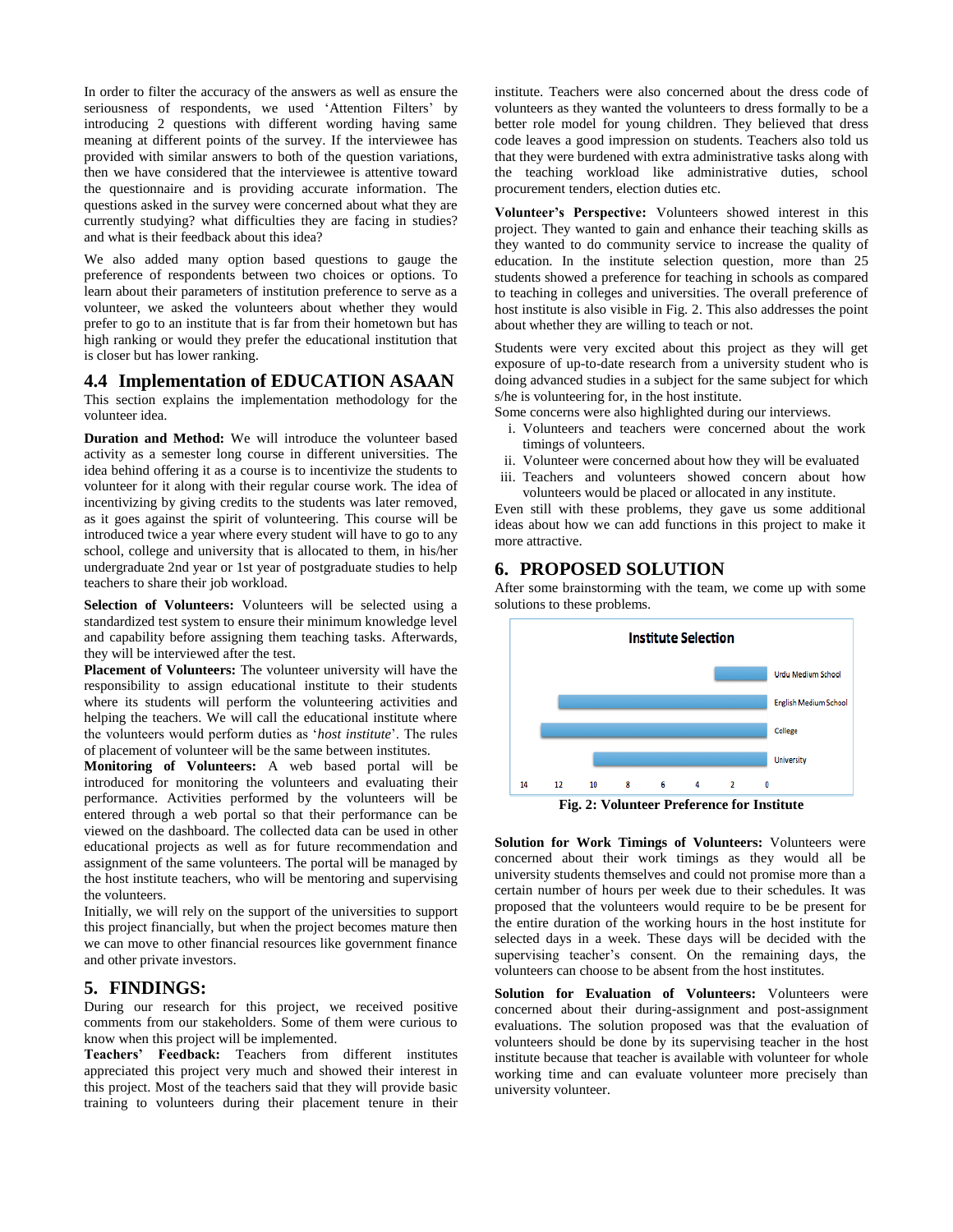In order to filter the accuracy of the answers as well as ensure the seriousness of respondents, we used 'Attention Filters' by introducing 2 questions with different wording having same meaning at different points of the survey. If the interviewee has provided with similar answers to both of the question variations, then we have considered that the interviewee is attentive toward the questionnaire and is providing accurate information. The questions asked in the survey were concerned about what they are currently studying? what difficulties they are facing in studies? and what is their feedback about this idea?

We also added many option based questions to gauge the preference of respondents between two choices or options. To learn about their parameters of institution preference to serve as a volunteer, we asked the volunteers about whether they would prefer to go to an institute that is far from their hometown but has high ranking or would they prefer the educational institution that is closer but has lower ranking.

## 4.4 Implementation of EDUCATION ASAAN

This section explains the implementation methodology for the volunteer idea.

**Duration and Method:** We will introduce the volunteer based activity as a semester long course in different universities. The idea behind offering it as a course is to incentivize the students to volunteer for it along with their regular course work. The idea of incentivizing by giving credits to the students was later removed, as it goes against the spirit of volunteering. This course will be introduced twice a year where every student will have to go to any school, college and university that is allocated to them, in his/her undergraduate 2nd year or 1st year of postgraduate studies to help teachers to share their job workload.

**Selection of Volunteers:** Volunteers will be selected using a standardized test system to ensure their minimum knowledge level and capability before assigning them teaching tasks. Afterwards, they will be interviewed after the test.

**Placement of Volunteers:** The volunteer university will have the responsibility to assign educational institute to their students where its students will perform the volunteering activities and helping the teachers. We will call the educational institute where the volunteers would perform duties as '*host institute*'. The rules of placement of volunteer will be the same between institutes.

**Monitoring of Volunteers:** A web based portal will be introduced for monitoring the volunteers and evaluating their performance. Activities performed by the volunteers will be entered through a web portal so that their performance can be viewed on the dashboard. The collected data can be used in other educational projects as well as for future recommendation and assignment of the same volunteers. The portal will be managed by the host institute teachers, who will be mentoring and supervising the volunteers.

Initially, we will rely on the support of the universities to support this project financially, but when the project becomes mature then we can move to other financial resources like government finance and other private investors.

# 5. FINDINGS:

During our research for this project, we received positive comments from our stakeholders. Some of them were curious to know when this project will be implemented.

**Teachers' Feedback:** Teachers from different institutes appreciated this project very much and showed their interest in this project. Most of the teachers said that they will provide basic training to volunteers during their placement tenure in their institute. Teachers were also concerned about the dress code of volunteers as they wanted the volunteers to dress formally to be a better role model for young children. They believed that dress code leaves a good impression on students. Teachers also told us that they were burdened with extra administrative tasks along with the teaching workload like administrative duties, school procurement tenders, election duties etc.

**Volunteer's Perspective:** Volunteers showed interest in this project. They wanted to gain and enhance their teaching skills as they wanted to do community service to increase the quality of education. In the institute selection question, more than 25 students showed a preference for teaching in schools as compared to teaching in colleges and universities. The overall preference of host institute is also visible in Fig. 2. This also addresses the point about whether they are willing to teach or not.

Students were very excited about this project as they will get exposure of up-to-date research from a university student who is doing advanced studies in a subject for the same subject for which s/he is volunteering for, in the host institute.

Some concerns were also highlighted during our interviews.

i. Volunteers and teachers were concerned about the work timings of volunteers.
ii. Volunteer were concerned about how they will be evaluated
iii. Teachers and volunteers showed concern about how volunteers would be placed or allocated in any institute.

Even still with these problems, they gave us some additional ideas about how we can add functions in this project to make it more attractive.

# 6. PROPOSED SOLUTION

After some brainstorming with the team, we come up with some solutions to these problems.

**Fig. 2: Volunteer Preference for Institute**

**Solution for Work Timings of Volunteers:** Volunteers were concerned about their work timings as they would all be university students themselves and could not promise more than a certain number of hours per week due to their schedules. It was proposed that the volunteers would require to be be present for the entire duration of the working hours in the host institute for selected days in a week. These days will be decided with the supervising teacher's consent. On the remaining days, the volunteers can choose to be absent from the host institutes.

**Solution for Evaluation of Volunteers:** Volunteers were concerned about their during-assignment and post-assignment evaluations. The solution proposed was that the evaluation of volunteers should be done by its supervising teacher in the host institute because that teacher is available with volunteer for whole working time and can evaluate volunteer more precisely than university volunteer.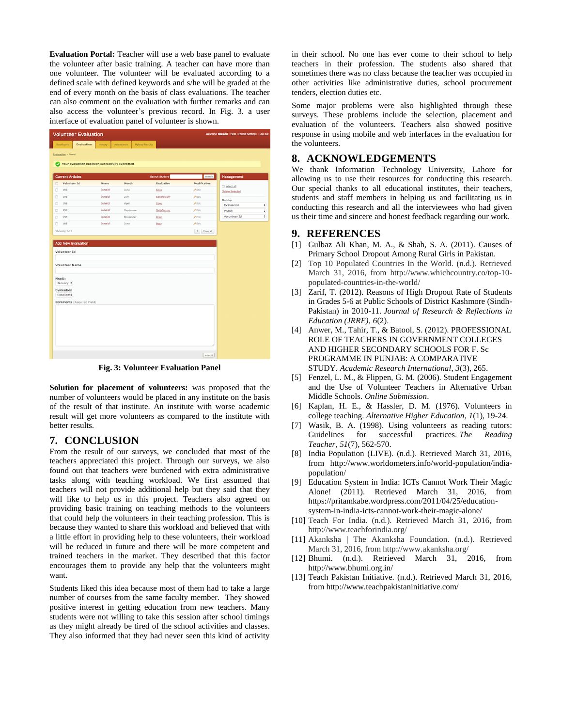**Evaluation Portal:** Teacher will use a web base panel to evaluate the volunteer after basic training. A teacher can have more than one volunteer. The volunteer will be evaluated according to a defined scale with defined keywords and s/he will be graded at the end of every month on the basis of class evaluations. The teacher can also comment on the evaluation with further remarks and can also access the volunteer's previous record. In Fig. 3. a user interface of evaluation panel of volunteer is shown.

**Fig. 3: Volunteer Evaluation Panel**

**Solution for placement of volunteers:** was proposed that the number of volunteers would be placed in any institute on the basis of the result of that institute. An institute with worse academic result will get more volunteers as compared to the institute with better results.

## 7. CONCLUSION

From the result of our surveys, we concluded that most of the teachers appreciated this project. Through our surveys, we also found out that teachers were burdened with extra administrative tasks along with teaching workload. We first assumed that teachers will not provide additional help but they said that they will like to help us in this project. Teachers also agreed on providing basic training on teaching methods to the volunteers that could help the volunteers in their teaching profession. This is because they wanted to share this workload and believed that with a little effort in providing help to these volunteers, their workload will be reduced in future and there will be more competent and trained teachers in the market. They described that this factor encourages them to provide any help that the volunteers might want.

Students liked this idea because most of them had to take a large number of courses from the same faculty member. They showed positive interest in getting education from new teachers. Many students were not willing to take this session after school timings as they might already be tired of the school activities and classes. They also informed that they had never seen this kind of activity in their school. No one has ever come to their school to help teachers in their profession. The students also shared that sometimes there was no class because the teacher was occupied in other activities like administrative duties, school procurement tenders, election duties etc.

Some major problems were also highlighted through these surveys. These problems include the selection, placement and evaluation of the volunteers. Teachers also showed positive response in using mobile and web interfaces in the evaluation for the volunteers.

## 8. ACKNOWLEDGEMENTS

We thank Information Technology University, Lahore for allowing us to use their resources for conducting this research. Our special thanks to all educational institutes, their teachers, students and staff members in helping us and facilitating us in conducting this research and all the interviewees who had given us their time and sincere and honest feedback regarding our work.

## 9. REFERENCES

[1] Gulbaz Ali Khan, M. A., & Shah, S. A. (2011). Causes of Primary School Dropout Among Rural Girls in Pakistan.

[2] Top 10 Populated Countries In the World. (n.d.). Retrieved March 31, 2016, from http://www.whichcountry.co/top-10-populated-countries-in-the-world/

[3] Zarif, T. (2012). Reasons of High Dropout Rate of Students in Grades 5-6 at Public Schools of District Kashmore (Sindh-Pakistan) in 2010-11. *Journal of Research & Reflections in Education (JRRE)*, *6*(2).

[4] Anwer, M., Tahir, T., & Batool, S. (2012). PROFESSIONAL ROLE OF TEACHERS IN GOVERNMENT COLLEGES AND HIGHER SECONDARY SCHOOLS FOR F. Sc PROGRAMME IN PUNJAB: A COMPARATIVE STUDY. *Academic Research International*, *3*(3), 265.

[5] Fenzel, L. M., & Flippen, G. M. (2006). Student Engagement and the Use of Volunteer Teachers in Alternative Urban Middle Schools. *Online Submission*.

[6] Kaplan, H. E., & Hassler, D. M. (1976). Volunteers in college teaching. *Alternative Higher Education*, *1*(1), 19-24.

[7] Wasik, B. A. (1998). Using volunteers as reading tutors: Guidelines for successful practices. *The Reading Teacher*, *51*(7), 562-570.

[8] India Population (LIVE). (n.d.). Retrieved March 31, 2016, from http://www.worldometers.info/world-population/india-population/

[9] Education System in India: ICTs Cannot Work Their Magic Alone! (2011). Retrieved March 31, 2016, from https://pritamkabe.wordpress.com/2011/04/25/education-system-in-india-icts-cannot-work-their-magic-alone/

[10] Teach For India. (n.d.). Retrieved March 31, 2016, from http://www.teachforindia.org/

[11] Akanksha | The Akanksha Foundation. (n.d.). Retrieved March 31, 2016, from http://www.akanksha.org/

[12] Bhumi. (n.d.). Retrieved March 31, 2016, from http://www.bhumi.org.in/

[13] Teach Pakistan Initiative. (n.d.). Retrieved March 31, 2016, from http://www.teachpakistaninitiative.com/